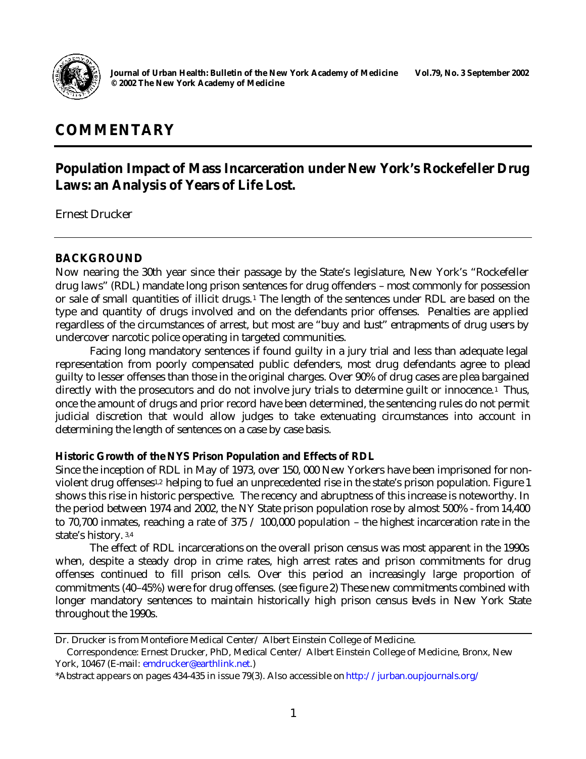# COMMENTARY

## Population Impact of Mass Incarceration under New York's Rockefeller Drug Laws: an Analysis of Years of Life Lost.

Ernest Drucker

### BACKGROUND

Now nearing the 30th year since their passage by the State's legislature, New York's "Rockefeller drug laws" (RDL) mandate long prison sentences for drug offenders – most commonly for possession or sale of small quantities of illicit drugs.[1] The length of the sentences under RDL are based on the type and quantity of drugs involved and on the defendants prior offenses. Penalties are applied regardless of the circumstances of arrest, but most are "buy and bust" entrapments of drug users by undercover narcotic police operating in targeted communities.

Facing long mandatory sentences if found guilty in a jury trial and less than adequate legal representation from poorly compensated public defenders, most drug defendants agree to plead guilty to lesser offenses than those in the original charges. Over 90% of drug cases are plea bargained directly with the prosecutors and do not involve jury trials to determine guilt or innocence.[1] Thus, once the amount of drugs and prior record have been determined, the sentencing rules do not permit judicial discretion that would allow judges to take extenuating circumstances into account in determining the length of sentences on a case by case basis.

#### Historic Growth of the NYS Prison Population and Effects of RDL

Since the inception of RDL in May of 1973, over 150, 000 New Yorkers have been imprisoned for non-violent drug offenses[1,2] helping to fuel an unprecedented rise in the state's prison population. Figure 1 shows this rise in historic perspective. The recency and abruptness of this increase is noteworthy. In the period between 1974 and 2002, the NY State prison population rose by almost 500% - from 14,400 to 70,700 inmates, reaching a rate of 375 / 100,000 population – the highest incarceration rate in the state's history.[3,4]

The effect of RDL incarcerations on the overall prison census was most apparent in the 1990s when, despite a steady drop in crime rates, high arrest rates and prison commitments for drug offenses continued to fill prison cells. Over this period an increasingly large proportion of commitments (40–45%) were for drug offenses. (see figure 2) These new commitments combined with longer mandatory sentences to maintain historically high prison census levels in New York State throughout the 1990s.

---

Dr. Drucker is from Montefiore Medical Center/ Albert Einstein College of Medicine.

Correspondence: Ernest Drucker, PhD, Medical Center/ Albert Einstein College of Medicine, Bronx, New York, 10467 (E-mail: emdrucker@earthlink.net.)

*Abstract appears on pages 434-435 in issue 79(3). Also accessible on http://jurban.oupjournals.org/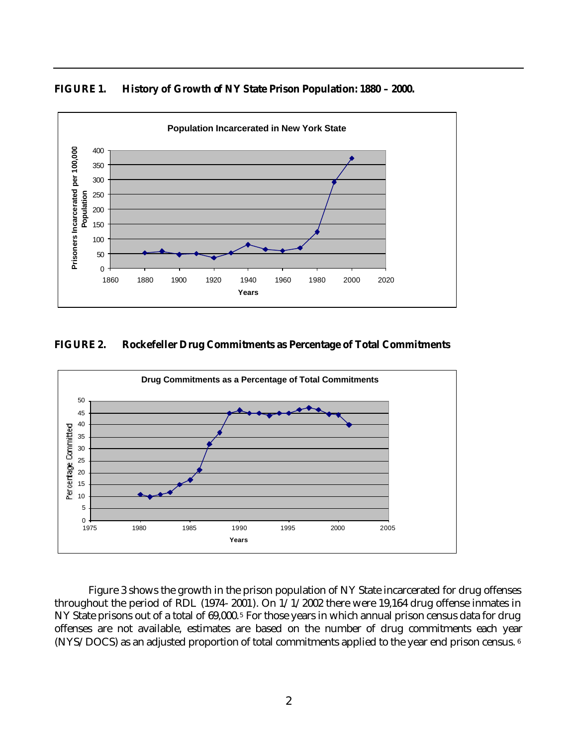**FIGURE 1. History of Growth of NY State Prison Population: 1880 – 2000.**

**FIGURE 2. Rockefeller Drug Commitments as Percentage of Total Commitments**

Figure 3 shows the growth in the prison population of NY State incarcerated for drug offenses throughout the period of RDL (1974- 2001). On 1/1/2002 there were 19,164 drug offense inmates in NY State prisons out of a total of 69,000.[5] For those years in which annual prison census data for drug offenses are not available, estimates are based on the number of drug commitments each year (NYS/DOCS) as an adjusted proportion of total commitments applied to the year end prison census.[6]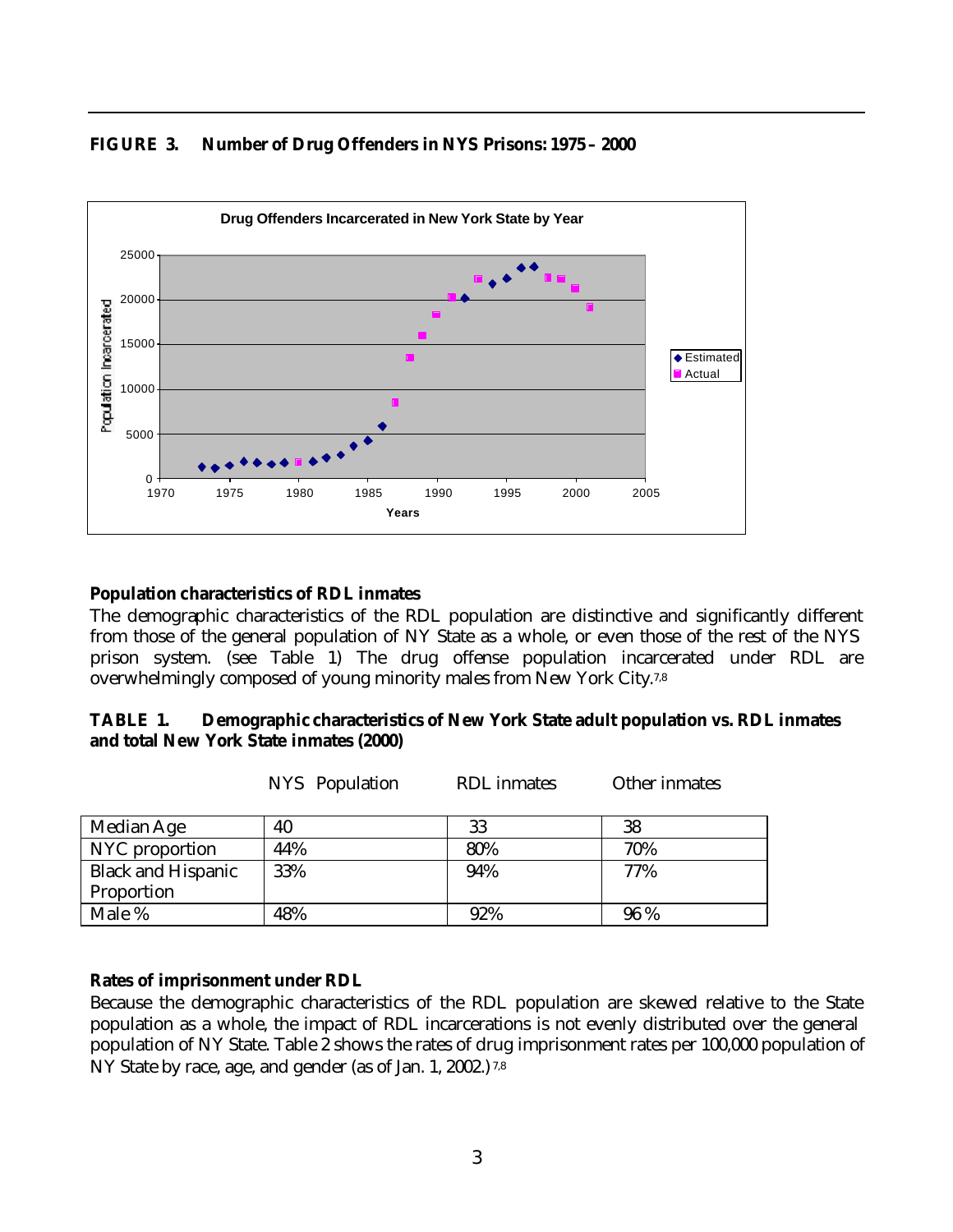**FIGURE 3. Number of Drug Offenders in NYS Prisons: 1975 – 2000**

**Population characteristics of RDL inmates**

The demographic characteristics of the RDL population are distinctive and significantly different from those of the general population of NY State as a whole, or even those of the rest of the NYS prison system. (see Table 1) The drug offense population incarcerated under RDL are overwhelmingly composed of young minority males from New York City.[7,8]

**TABLE 1. Demographic characteristics of New York State adult population vs. RDL inmates and total New York State inmates (2000)**

| | NYS Population | RDL inmates | Other inmates |
|---|---|---|---|
| Median Age | 40 | 33 | 38 |
| NYC proportion | 44% | 80% | 70% |
| Black and Hispanic Proportion | 33% | 94% | 77% |
| Male % | 48% | 92% | 96% |

**Rates of imprisonment under RDL**

Because the demographic characteristics of the RDL population are skewed relative to the State population as a whole, the impact of RDL incarcerations is not evenly distributed over the general population of NY State. Table 2 shows the rates of drug imprisonment rates per 100,000 population of NY State by race, age, and gender (as of Jan. 1, 2002.)[7,8]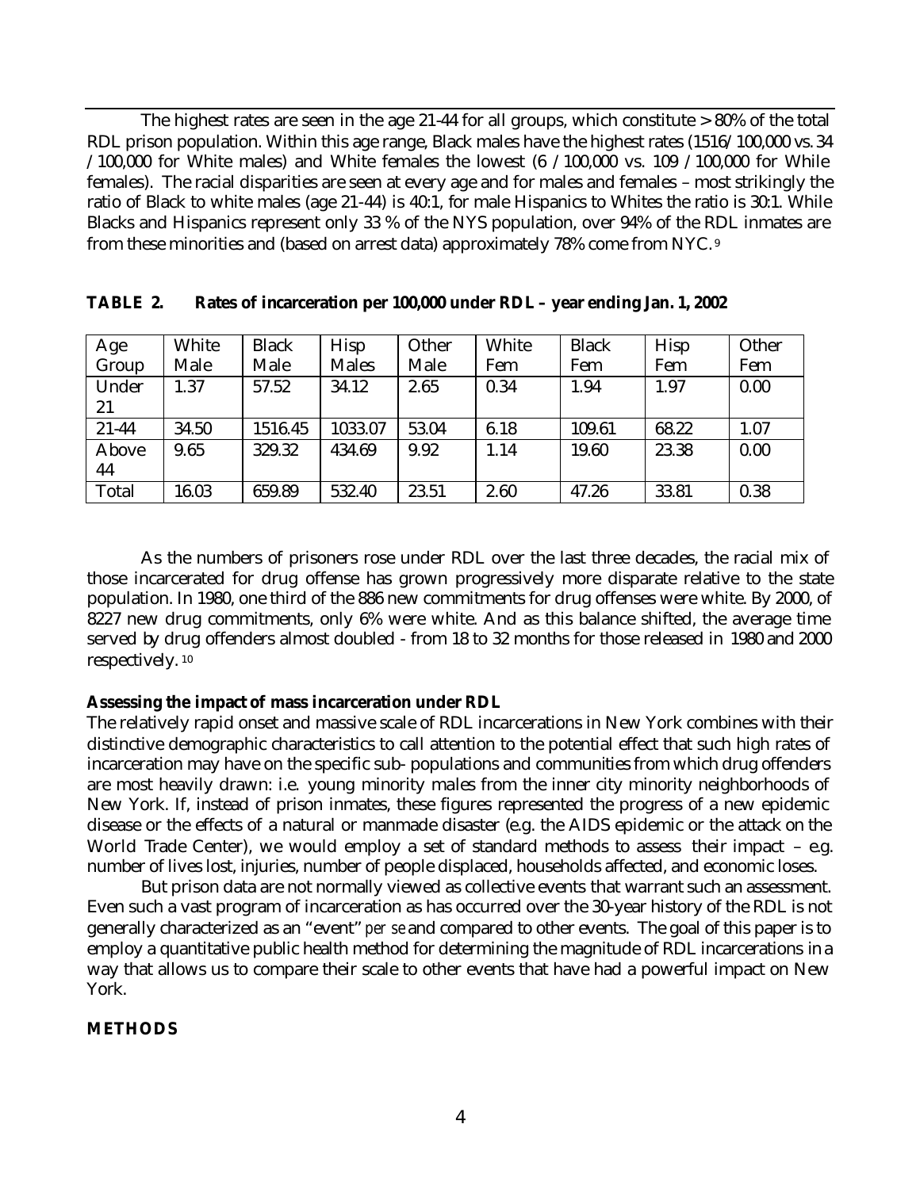The highest rates are seen in the age 21-44 for all groups, which constitute > 80% of the total RDL prison population. Within this age range, Black males have the highest rates (1516/100,000 vs. 34 /100,000 for White males) and White females the lowest (6 /100,000 vs. 109 /100,000 for While females). The racial disparities are seen at every age and for males and females – most strikingly the ratio of Black to white males (age 21-44) is 40:1, for male Hispanics to Whites the ratio is 30:1. While Blacks and Hispanics represent only 33 % of the NYS population, over 94% of the RDL inmates are from these minorities and (based on arrest data) approximately 78% come from NYC. [9]

**TABLE 2. Rates of incarceration per 100,000 under RDL – year ending Jan. 1, 2002**

| Age Group | White Male | Black Male | Hisp Males | Other Male | White Fem | Black Fem | Hisp Fem | Other Fem |
|---|---|---|---|---|---|---|---|---|
| Under 21 | 1.37 | 57.52 | 34.12 | 2.65 | 0.34 | 1.94 | 1.97 | 0.00 |
| 21-44 | 34.50 | 1516.45 | 1033.07 | 53.04 | 6.18 | 109.61 | 68.22 | 1.07 |
| Above 44 | 9.65 | 329.32 | 434.69 | 9.92 | 1.14 | 19.60 | 23.38 | 0.00 |
| Total | 16.03 | 659.89 | 532.40 | 23.51 | 2.60 | 47.26 | 33.81 | 0.38 |

As the numbers of prisoners rose under RDL over the last three decades, the racial mix of those incarcerated for drug offense has grown progressively more disparate relative to the state population. In 1980, one third of the 886 new commitments for drug offenses were white. By 2000, of 8227 new drug commitments, only 6% were white. And as this balance shifted, the average time served by drug offenders almost doubled - from 18 to 32 months for those released in 1980 and 2000 respectively. [10]

**Assessing the impact of mass incarceration under RDL**

The relatively rapid onset and massive scale of RDL incarcerations in New York combines with their distinctive demographic characteristics to call attention to the potential effect that such high rates of incarceration may have on the specific sub- populations and communities from which drug offenders are most heavily drawn: i.e. young minority males from the inner city minority neighborhoods of New York. If, instead of prison inmates, these figures represented the progress of a new epidemic disease or the effects of a natural or manmade disaster (e.g. the AIDS epidemic or the attack on the World Trade Center), we would employ a set of standard methods to assess their impact – e.g. number of lives lost, injuries, number of people displaced, households affected, and economic loses.

But prison data are not normally viewed as collective events that warrant such an assessment. Even such a vast program of incarceration as has occurred over the 30-year history of the RDL is not generally characterized as an "event" *per se* and compared to other events. The goal of this paper is to employ a quantitative public health method for determining the magnitude of RDL incarcerations in a way that allows us to compare their scale to other events that have had a powerful impact on New York.

**METHODS**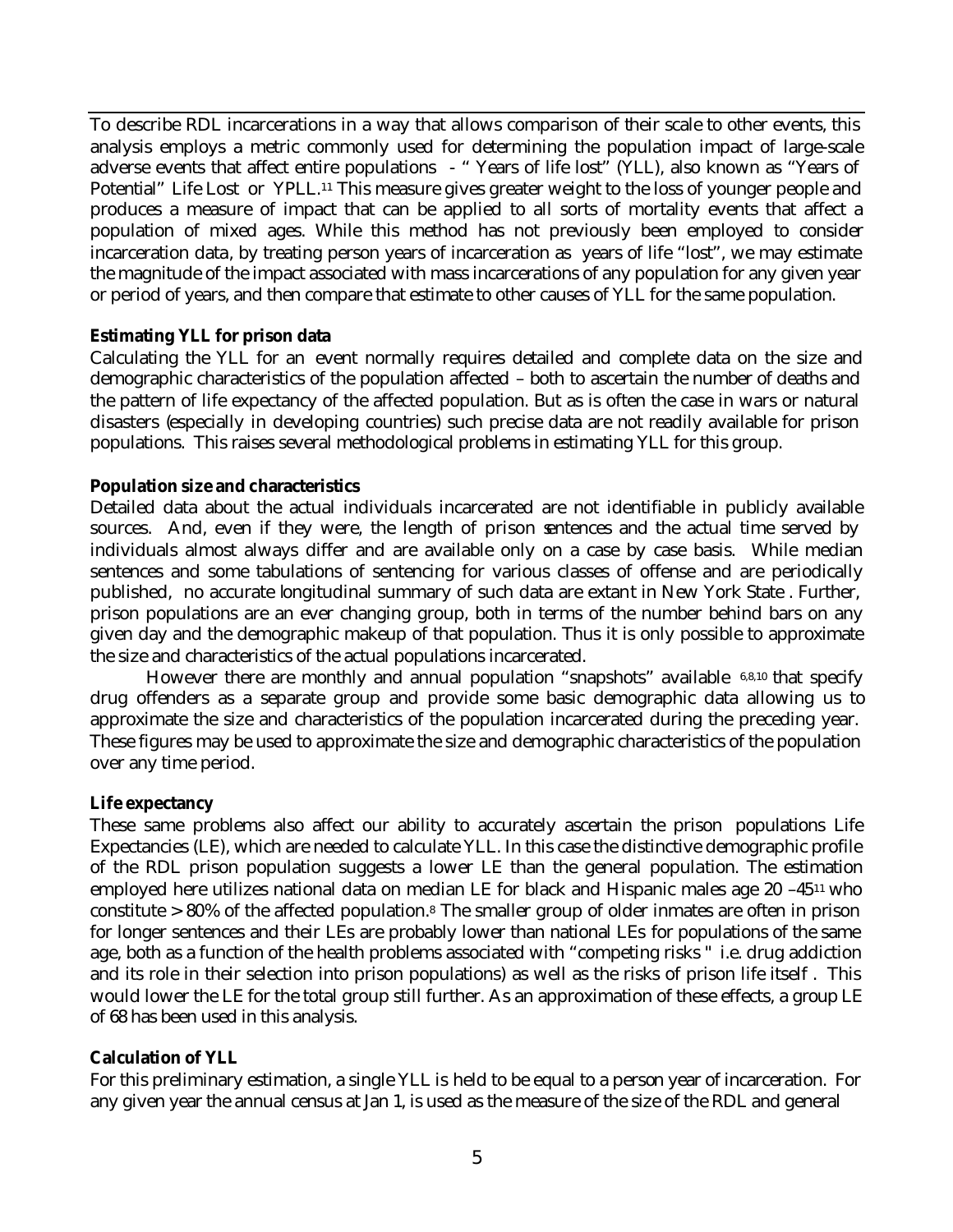To describe RDL incarcerations in a way that allows comparison of their scale to other events, this analysis employs a metric commonly used for determining the population impact of large-scale adverse events that affect entire populations - " Years of life lost" (YLL), also known as "Years of Potential" Life Lost or YPLL.[11] This measure gives greater weight to the loss of younger people and produces a measure of impact that can be applied to all sorts of mortality events that affect a population of mixed ages. While this method has not previously been employed to consider incarceration data, by treating person years of incarceration as years of life "lost", we may estimate the magnitude of the impact associated with mass incarcerations of any population for any given year or period of years, and then compare that estimate to other causes of YLL for the same population.

**Estimating YLL for prison data**

Calculating the YLL for an event normally requires detailed and complete data on the size and demographic characteristics of the population affected – both to ascertain the number of deaths and the pattern of life expectancy of the affected population. But as is often the case in wars or natural disasters (especially in developing countries) such precise data are not readily available for prison populations. This raises several methodological problems in estimating YLL for this group.

**Population size and characteristics**

Detailed data about the actual individuals incarcerated are not identifiable in publicly available sources. And, even if they were, the length of prison sentences and the actual time served by individuals almost always differ and are available only on a case by case basis. While median sentences and some tabulations of sentencing for various classes of offense and are periodically published, no accurate longitudinal summary of such data are extant in New York State . Further, prison populations are an ever changing group, both in terms of the number behind bars on any given day and the demographic makeup of that population. Thus it is only possible to approximate the size and characteristics of the actual populations incarcerated.

However there are monthly and annual population "snapshots" available [6,8,10] that specify drug offenders as a separate group and provide some basic demographic data allowing us to approximate the size and characteristics of the population incarcerated during the preceding year. These figures may be used to approximate the size and demographic characteristics of the population over any time period.

**Life expectancy**

These same problems also affect our ability to accurately ascertain the prison populations Life Expectancies (LE), which are needed to calculate YLL. In this case the distinctive demographic profile of the RDL prison population suggests a lower LE than the general population. The estimation employed here utilizes national data on median LE for black and Hispanic males age 20 –45[11] who constitute > 80% of the affected population.[8] The smaller group of older inmates are often in prison for longer sentences and their LEs are probably lower than national LEs for populations of the same age, both as a function of the health problems associated with "competing risks " i.e. drug addiction and its role in their selection into prison populations) as well as the risks of prison life itself . This would lower the LE for the total group still further. As an approximation of these effects, a group LE of 68 has been used in this analysis.

**Calculation of YLL**

For this preliminary estimation, a single YLL is held to be equal to a person year of incarceration. For any given year the annual census at Jan 1, is used as the measure of the size of the RDL and general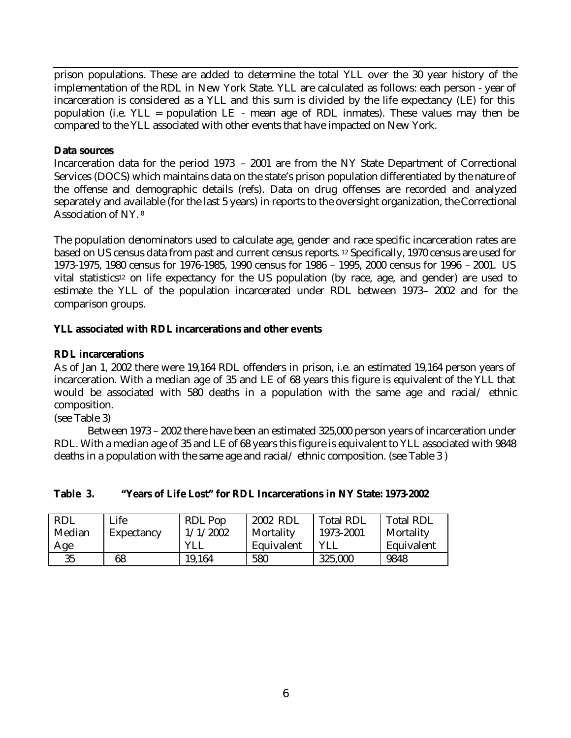prison populations. These are added to determine the total YLL over the 30 year history of the implementation of the RDL in New York State. YLL are calculated as follows: each person - year of incarceration is considered as a YLL and this sum is divided by the life expectancy (LE) for this population (i.e. YLL = population LE - mean age of RDL inmates). These values may then be compared to the YLL associated with other events that have impacted on New York.

**Data sources**

Incarceration data for the period 1973 – 2001 are from the NY State Department of Correctional Services (DOCS) which maintains data on the state's prison population differentiated by the nature of the offense and demographic details (refs). Data on drug offenses are recorded and analyzed separately and available (for the last 5 years) in reports to the oversight organization, the Correctional Association of NY. [8]

The population denominators used to calculate age, gender and race specific incarceration rates are based on US census data from past and current census reports. [12] Specifically, 1970 census are used for 1973-1975, 1980 census for 1976-1985, 1990 census for 1986 – 1995, 2000 census for 1996 – 2001. US vital statistics[12] on life expectancy for the US population (by race, age, and gender) are used to estimate the YLL of the population incarcerated under RDL between 1973– 2002 and for the comparison groups.

**YLL associated with RDL incarcerations and other events**

**RDL incarcerations**

As of Jan 1, 2002 there were 19,164 RDL offenders in prison, i.e. an estimated 19,164 person years of incarceration. With a median age of 35 and LE of 68 years this figure is equivalent of the YLL that would be associated with 580 deaths in a population with the same age and racial/ ethnic composition.

(see Table 3)

Between 1973 – 2002 there have been an estimated 325,000 person years of incarceration under RDL. With a median age of 35 and LE of 68 years this figure is equivalent to YLL associated with 9848 deaths in a population with the same age and racial/ ethnic composition. (see Table 3 )

**Table 3. "Years of Life Lost" for RDL Incarcerations in NY State: 1973-2002**

| RDL Median Age | Life Expectancy | RDL Pop 1/1/2002 YLL | 2002 RDL Mortality Equivalent | Total RDL 1973-2001 YLL | Total RDL Mortality Equivalent |
|---|---|---|---|---|---|
| 35 | 68 | 19,164 | 580 | 325,000 | 9848 |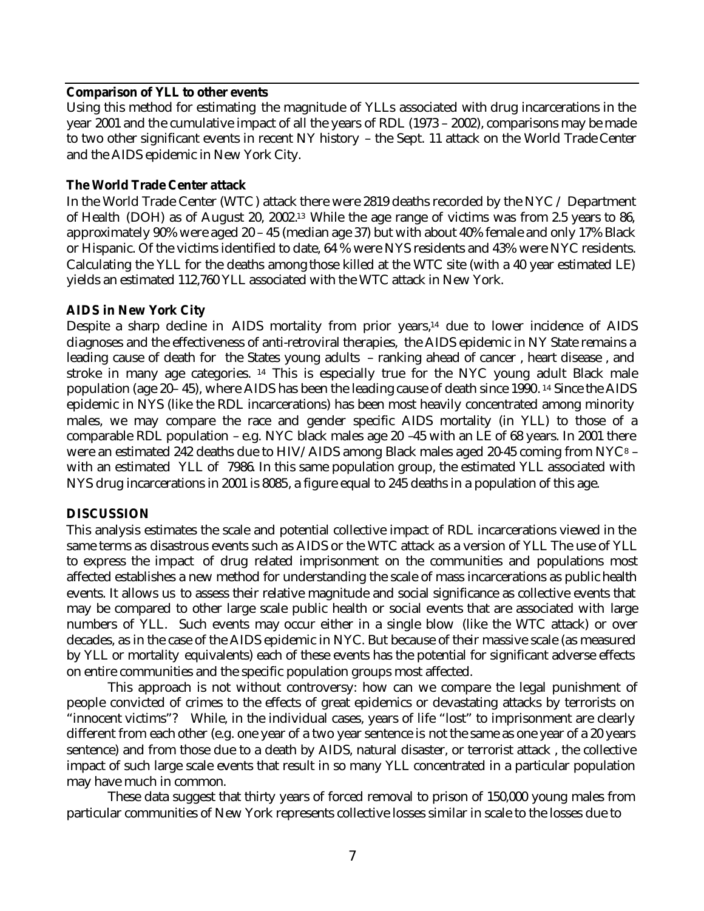### Comparison of YLL to other events

Using this method for estimating the magnitude of YLLs associated with drug incarcerations in the year 2001 and the cumulative impact of all the years of RDL (1973 – 2002), comparisons may be made to two other significant events in recent NY history – the Sept. 11 attack on the World Trade Center and the AIDS epidemic in New York City.

### The World Trade Center attack

In the World Trade Center (WTC) attack there were 2819 deaths recorded by the NYC / Department of Health (DOH) as of August 20, 2002.[13] While the age range of victims was from 2.5 years to 86, approximately 90% were aged 20 – 45 (median age 37) but with about 40% female and only 17% Black or Hispanic. Of the victims identified to date, 64 % were NYS residents and 43% were NYC residents. Calculating the YLL for the deaths among those killed at the WTC site (with a 40 year estimated LE) yields an estimated 112,760 YLL associated with the WTC attack in New York.

### AIDS in New York City

Despite a sharp decline in AIDS mortality from prior years,[14] due to lower incidence of AIDS diagnoses and the effectiveness of anti-retroviral therapies, the AIDS epidemic in NY State remains a leading cause of death for the States young adults – ranking ahead of cancer , heart disease , and stroke in many age categories. [14] This is especially true for the NYC young adult Black male population (age 20– 45), where AIDS has been the leading cause of death since 1990. [14] Since the AIDS epidemic in NYS (like the RDL incarcerations) has been most heavily concentrated among minority males, we may compare the race and gender specific AIDS mortality (in YLL) to those of a comparable RDL population – e.g. NYC black males age 20 –45 with an LE of 68 years. In 2001 there were an estimated 242 deaths due to HIV/AIDS among Black males aged 20-45 coming from NYC[8] – with an estimated YLL of 7986. In this same population group, the estimated YLL associated with NYS drug incarcerations in 2001 is 8085, a figure equal to 245 deaths in a population of this age.

## DISCUSSION

This analysis estimates the scale and potential collective impact of RDL incarcerations viewed in the same terms as disastrous events such as AIDS or the WTC attack as a version of YLL The use of YLL to express the impact of drug related imprisonment on the communities and populations most affected establishes a new method for understanding the scale of mass incarcerations as public health events. It allows us to assess their relative magnitude and social significance as collective events that may be compared to other large scale public health or social events that are associated with large numbers of YLL. Such events may occur either in a single blow (like the WTC attack) or over decades, as in the case of the AIDS epidemic in NYC. But because of their massive scale (as measured by YLL or mortality equivalents) each of these events has the potential for significant adverse effects on entire communities and the specific population groups most affected.

This approach is not without controversy: how can we compare the legal punishment of people convicted of crimes to the effects of great epidemics or devastating attacks by terrorists on "innocent victims"? While, in the individual cases, years of life "lost" to imprisonment are clearly different from each other (e.g. one year of a two year sentence is not the same as one year of a 20 years sentence) and from those due to a death by AIDS, natural disaster, or terrorist attack , the collective impact of such large scale events that result in so many YLL concentrated in a particular population may have much in common.

These data suggest that thirty years of forced removal to prison of 150,000 young males from particular communities of New York represents collective losses similar in scale to the losses due to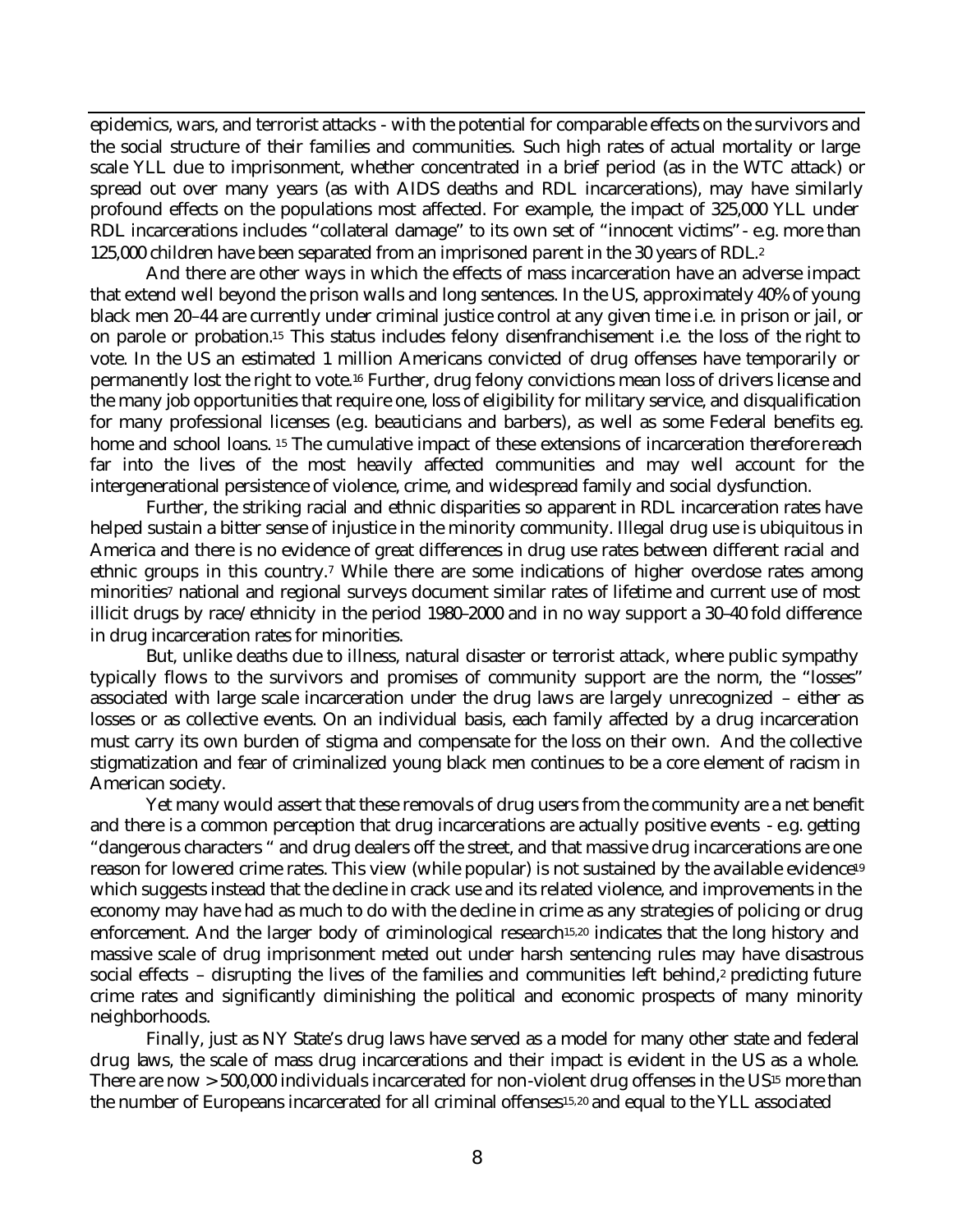epidemics, wars, and terrorist attacks - with the potential for comparable effects on the survivors and the social structure of their families and communities. Such high rates of actual mortality or large scale YLL due to imprisonment, whether concentrated in a brief period (as in the WTC attack) or spread out over many years (as with AIDS deaths and RDL incarcerations), may have similarly profound effects on the populations most affected. For example, the impact of 325,000 YLL under RDL incarcerations includes "collateral damage" to its own set of "innocent victims" - e.g. more than 125,000 children have been separated from an imprisoned parent in the 30 years of RDL.[2]

And there are other ways in which the effects of mass incarceration have an adverse impact that extend well beyond the prison walls and long sentences. In the US, approximately 40% of young black men 20–44 are currently under criminal justice control at any given time i.e. in prison or jail, or on parole or probation.[15] This status includes felony disenfranchisement i.e. the loss of the right to vote. In the US an estimated 1 million Americans convicted of drug offenses have temporarily or permanently lost the right to vote.[16] Further, drug felony convictions mean loss of drivers license and the many job opportunities that require one, loss of eligibility for military service, and disqualification for many professional licenses (e.g. beauticians and barbers), as well as some Federal benefits eg. home and school loans. [15] The cumulative impact of these extensions of incarceration therefore reach far into the lives of the most heavily affected communities and may well account for the intergenerational persistence of violence, crime, and widespread family and social dysfunction.

Further, the striking racial and ethnic disparities so apparent in RDL incarceration rates have helped sustain a bitter sense of injustice in the minority community. Illegal drug use is ubiquitous in America and there is no evidence of great differences in drug use rates between different racial and ethnic groups in this country.[7] While there are some indications of higher overdose rates among minorities[7] national and regional surveys document similar rates of lifetime and current use of most illicit drugs by race/ethnicity in the period 1980–2000 and in no way support a 30–40 fold difference in drug incarceration rates for minorities.

But, unlike deaths due to illness, natural disaster or terrorist attack, where public sympathy typically flows to the survivors and promises of community support are the norm, the "losses" associated with large scale incarceration under the drug laws are largely unrecognized – either as losses or as collective events. On an individual basis, each family affected by a drug incarceration must carry its own burden of stigma and compensate for the loss on their own. And the collective stigmatization and fear of criminalized young black men continues to be a core element of racism in American society.

Yet many would assert that these removals of drug users from the community are a net benefit and there is a common perception that drug incarcerations are actually positive events - e.g. getting "dangerous characters " and drug dealers off the street, and that massive drug incarcerations are one reason for lowered crime rates. This view (while popular) is not sustained by the available evidence[19] which suggests instead that the decline in crack use and its related violence, and improvements in the economy may have had as much to do with the decline in crime as any strategies of policing or drug enforcement. And the larger body of criminological research[15,20] indicates that the long history and massive scale of drug imprisonment meted out under harsh sentencing rules may have disastrous social effects – disrupting the lives of the families and communities left behind,[2] predicting future crime rates and significantly diminishing the political and economic prospects of many minority neighborhoods.

Finally, just as NY State's drug laws have served as a model for many other state and federal drug laws, the scale of mass drug incarcerations and their impact is evident in the US as a whole. There are now > 500,000 individuals incarcerated for non-violent drug offenses in the US[15] more than the number of Europeans incarcerated for all criminal offenses[15,20] and equal to the YLL associated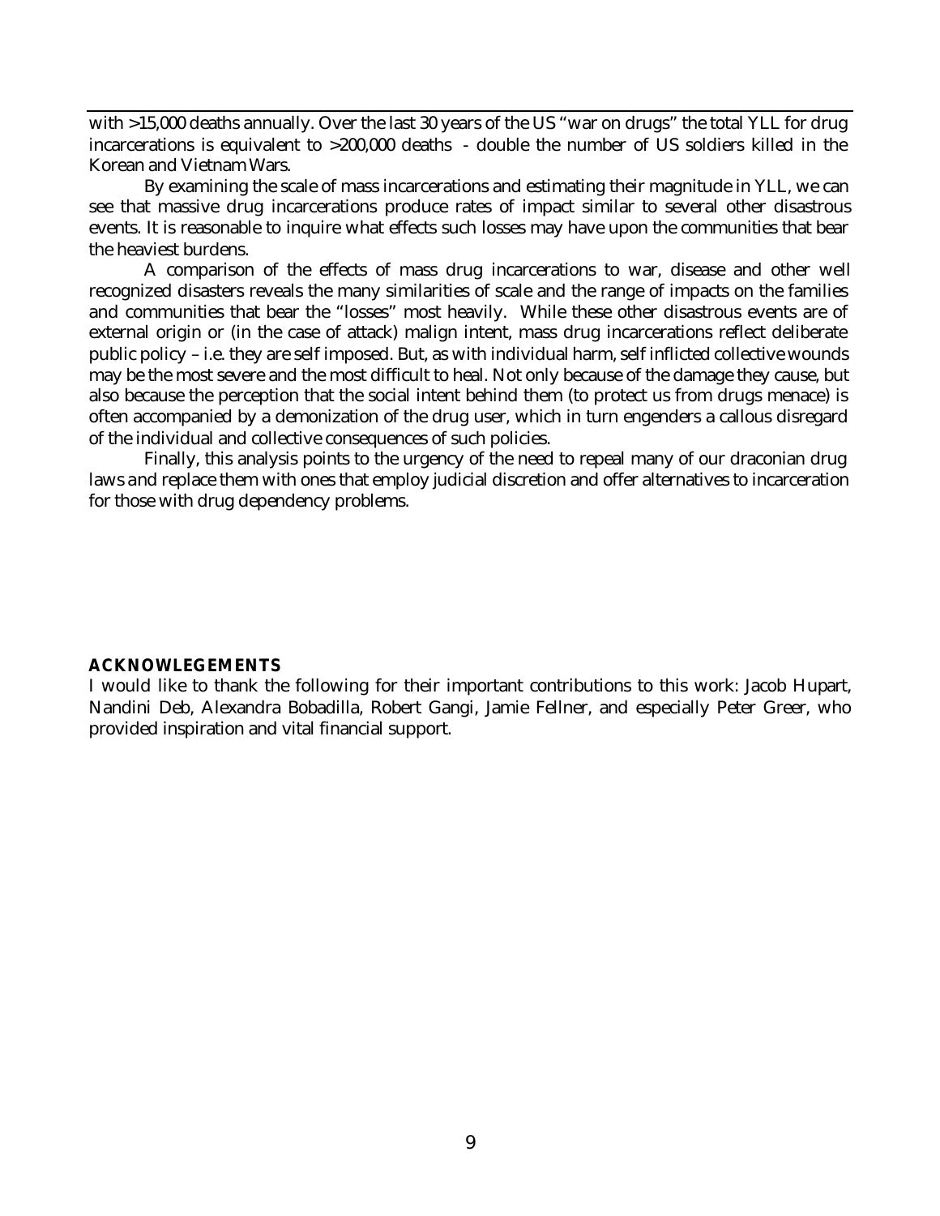with >15,000 deaths annually. Over the last 30 years of the US "war on drugs" the total YLL for drug incarcerations is equivalent to >200,000 deaths - double the number of US soldiers killed in the Korean and Vietnam Wars.

By examining the scale of mass incarcerations and estimating their magnitude in YLL, we can see that massive drug incarcerations produce rates of impact similar to several other disastrous events. It is reasonable to inquire what effects such losses may have upon the communities that bear the heaviest burdens.

A comparison of the effects of mass drug incarcerations to war, disease and other well recognized disasters reveals the many similarities of scale and the range of impacts on the families and communities that bear the "losses" most heavily. While these other disastrous events are of external origin or (in the case of attack) malign intent, mass drug incarcerations reflect deliberate public policy – i.e. they are self imposed. But, as with individual harm, self inflicted collective wounds may be the most severe and the most difficult to heal. Not only because of the damage they cause, but also because the perception that the social intent behind them (to protect us from drugs menace) is often accompanied by a demonization of the drug user, which in turn engenders a callous disregard of the individual and collective consequences of such policies.

Finally, this analysis points to the urgency of the need to repeal many of our draconian drug laws and replace them with ones that employ judicial discretion and offer alternatives to incarceration for those with drug dependency problems.

**ACKNOWLEGEMENTS**

I would like to thank the following for their important contributions to this work: Jacob Hupart, Nandini Deb, Alexandra Bobadilla, Robert Gangi, Jamie Fellner, and especially Peter Greer, who provided inspiration and vital financial support.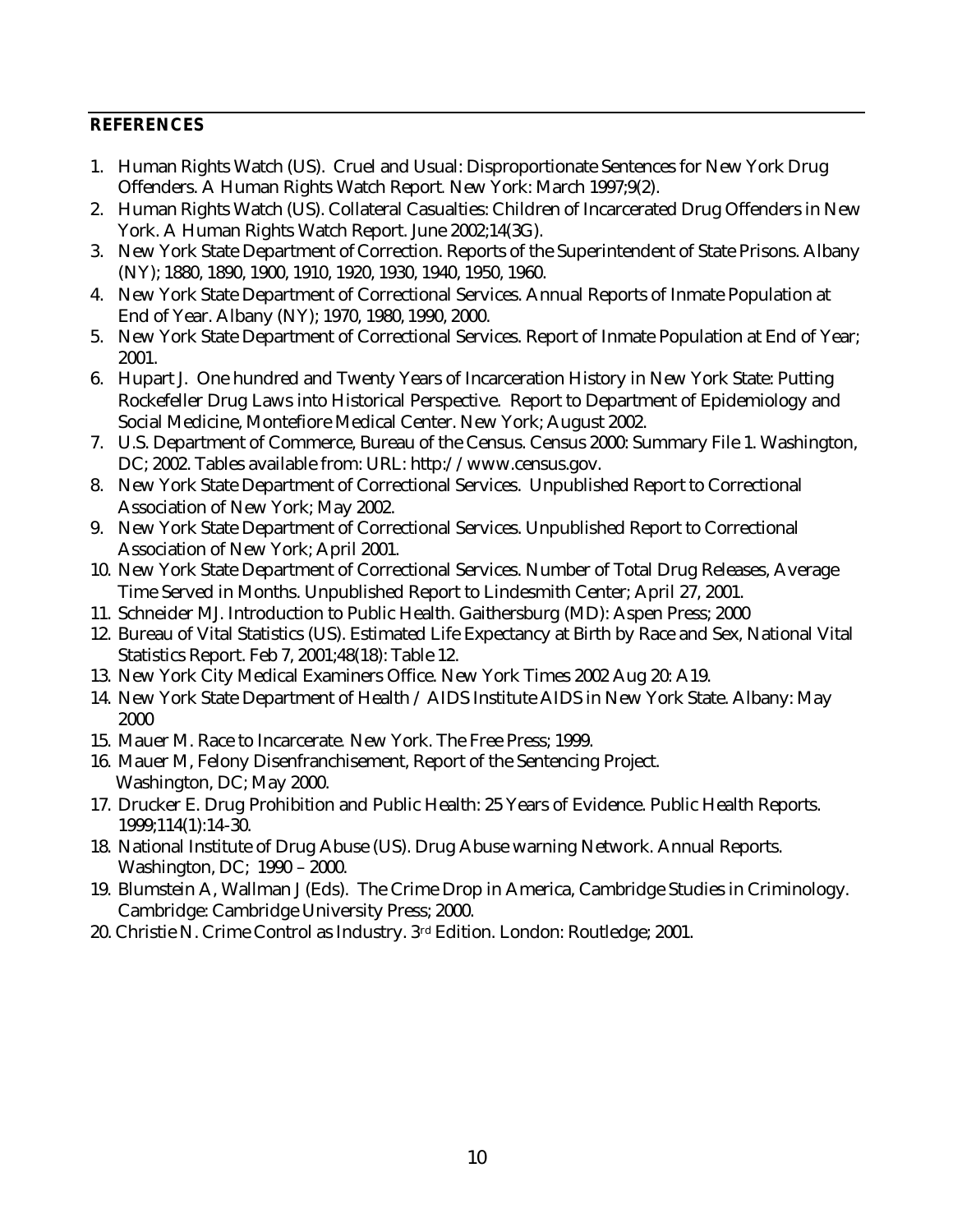## REFERENCES

1. Human Rights Watch (US). Cruel and Usual: Disproportionate Sentences for New York Drug Offenders. A Human Rights Watch Report. New York: March 1997;9(2).
2. Human Rights Watch (US). Collateral Casualties: Children of Incarcerated Drug Offenders in New York. A Human Rights Watch Report. June 2002;14(3G).
3. New York State Department of Correction. Reports of the Superintendent of State Prisons. Albany (NY); 1880, 1890, 1900, 1910, 1920, 1930, 1940, 1950, 1960.
4. New York State Department of Correctional Services. Annual Reports of Inmate Population at End of Year. Albany (NY); 1970, 1980, 1990, 2000.
5. New York State Department of Correctional Services. Report of Inmate Population at End of Year; 2001.
6. Hupart J. One hundred and Twenty Years of Incarceration History in New York State: Putting Rockefeller Drug Laws into Historical Perspective. Report to Department of Epidemiology and Social Medicine, Montefiore Medical Center. New York; August 2002.
7. U.S. Department of Commerce, Bureau of the Census. Census 2000: Summary File 1. Washington, DC; 2002. Tables available from: URL: http://www.census.gov.
8. New York State Department of Correctional Services. Unpublished Report to Correctional Association of New York; May 2002.
9. New York State Department of Correctional Services. Unpublished Report to Correctional Association of New York; April 2001.
10. New York State Department of Correctional Services. Number of Total Drug Releases, Average Time Served in Months. Unpublished Report to Lindesmith Center; April 27, 2001.
11. Schneider MJ. Introduction to Public Health. Gaithersburg (MD): Aspen Press; 2000
12. Bureau of Vital Statistics (US). Estimated Life Expectancy at Birth by Race and Sex, National Vital Statistics Report. Feb 7, 2001;48(18): Table 12.
13. New York City Medical Examiners Office. New York Times 2002 Aug 20: A19.
14. New York State Department of Health / AIDS Institute AIDS in New York State. Albany: May 2000
15. Mauer M. Race to Incarcerate. New York. The Free Press; 1999.
16. Mauer M, Felony Disenfranchisement, Report of the Sentencing Project. Washington, DC; May 2000.
17. Drucker E. Drug Prohibition and Public Health: 25 Years of Evidence. Public Health Reports. 1999;114(1):14-30.
18. National Institute of Drug Abuse (US). Drug Abuse warning Network. Annual Reports. Washington, DC; 1990 – 2000.
19. Blumstein A, Wallman J (Eds). The Crime Drop in America, Cambridge Studies in Criminology. Cambridge: Cambridge University Press; 2000.
20. Christie N. Crime Control as Industry. 3rd Edition. London: Routledge; 2001.